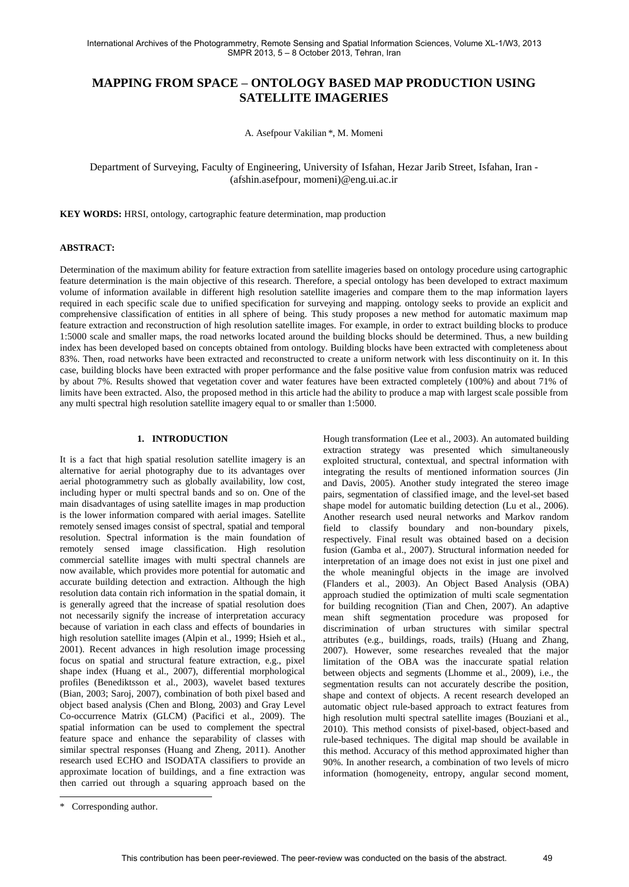# MAPPING FROM SPACE – ONTOLOGY BASED MAP PRODUCTION USING SATELLITE IMAGERIES

A. Asefpour Vakilian *, M. Momeni

Department of Surveying, Faculty of Engineering, University of Isfahan, Hezar Jarib Street, Isfahan, Iran - (afshin.asefpour, momeni)@eng.ui.ac.ir

**KEY WORDS:** HRSI, ontology, cartographic feature determination, map production

**ABSTRACT:**

Determination of the maximum ability for feature extraction from satellite imageries based on ontology procedure using cartographic feature determination is the main objective of this research. Therefore, a special ontology has been developed to extract maximum volume of information available in different high resolution satellite imageries and compare them to the map information layers required in each specific scale due to unified specification for surveying and mapping. ontology seeks to provide an explicit and comprehensive classification of entities in all sphere of being. This study proposes a new method for automatic maximum map feature extraction and reconstruction of high resolution satellite images. For example, in order to extract building blocks to produce 1:5000 scale and smaller maps, the road networks located around the building blocks should be determined. Thus, a new building index has been developed based on concepts obtained from ontology. Building blocks have been extracted with completeness about 83%. Then, road networks have been extracted and reconstructed to create a uniform network with less discontinuity on it. In this case, building blocks have been extracted with proper performance and the false positive value from confusion matrix was reduced by about 7%. Results showed that vegetation cover and water features have been extracted completely (100%) and about 71% of limits have been extracted. Also, the proposed method in this article had the ability to produce a map with largest scale possible from any multi spectral high resolution satellite imagery equal to or smaller than 1:5000.

## 1. INTRODUCTION

It is a fact that high spatial resolution satellite imagery is an alternative for aerial photography due to its advantages over aerial photogrammetry such as globally availability, low cost, including hyper or multi spectral bands and so on. One of the main disadvantages of using satellite images in map production is the lower information compared with aerial images. Satellite remotely sensed images consist of spectral, spatial and temporal resolution. Spectral information is the main foundation of remotely sensed image classification. High resolution commercial satellite images with multi spectral channels are now available, which provides more potential for automatic and accurate building detection and extraction. Although the high resolution data contain rich information in the spatial domain, it is generally agreed that the increase of spatial resolution does not necessarily signify the increase of interpretation accuracy because of variation in each class and effects of boundaries in high resolution satellite images (Alpin et al., 1999; Hsieh et al., 2001). Recent advances in high resolution image processing focus on spatial and structural feature extraction, e.g., pixel shape index (Huang et al., 2007), differential morphological profiles (Benediktsson et al., 2003), wavelet based textures (Bian, 2003; Saroj, 2007), combination of both pixel based and object based analysis (Chen and Blong, 2003) and Gray Level Co-occurrence Matrix (GLCM) (Pacifici et al., 2009). The spatial information can be used to complement the spectral feature space and enhance the separability of classes with similar spectral responses (Huang and Zheng, 2011). Another research used ECHO and ISODATA classifiers to provide an approximate location of buildings, and a fine extraction was then carried out through a squaring approach based on the Hough transformation (Lee et al., 2003). An automated building extraction strategy was presented which simultaneously exploited structural, contextual, and spectral information with integrating the results of mentioned information sources (Jin and Davis, 2005). Another study integrated the stereo image pairs, segmentation of classified image, and the level-set based shape model for automatic building detection (Lu et al., 2006). Another research used neural networks and Markov random field to classify boundary and non-boundary pixels, respectively. Final result was obtained based on a decision fusion (Gamba et al., 2007). Structural information needed for interpretation of an image does not exist in just one pixel and the whole meaningful objects in the image are involved (Flanders et al., 2003). An Object Based Analysis (OBA) approach studied the optimization of multi scale segmentation for building recognition (Tian and Chen, 2007). An adaptive mean shift segmentation procedure was proposed for discrimination of urban structures with similar spectral attributes (e.g., buildings, roads, trails) (Huang and Zhang, 2007). However, some researches revealed that the major limitation of the OBA was the inaccurate spatial relation between objects and segments (Lhomme et al., 2009), i.e., the segmentation results can not accurately describe the position, shape and context of objects. A recent research developed an automatic object rule-based approach to extract features from high resolution multi spectral satellite images (Bouziani et al., 2010). This method consists of pixel-based, object-based and rule-based techniques. The digital map should be available in this method. Accuracy of this method approximated higher than 90%. In another research, a combination of two levels of micro information (homogeneity, entropy, angular second moment,

* Corresponding author.

This contribution has been peer-reviewed. The peer-review was conducted on the basis of the abstract.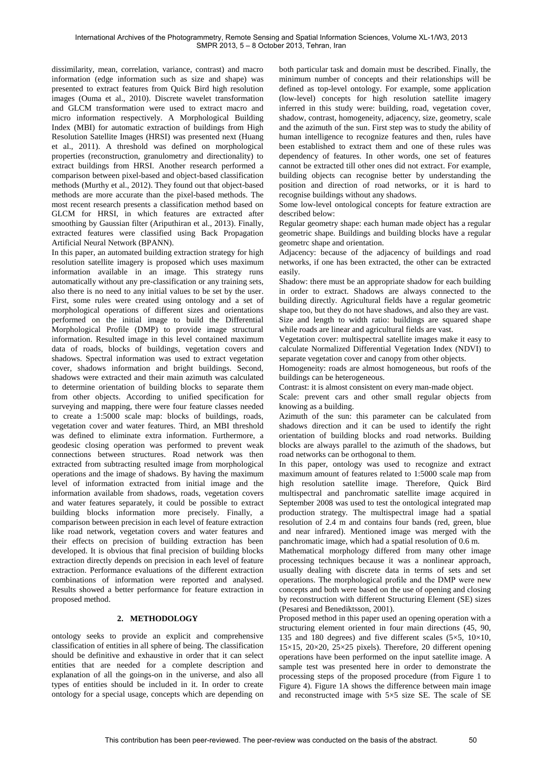dissimilarity, mean, correlation, variance, contrast) and macro information (edge information such as size and shape) was presented to extract features from Quick Bird high resolution images (Ouma et al., 2010). Discrete wavelet transformation and GLCM transformation were used to extract macro and micro information respectively. A Morphological Building Index (MBI) for automatic extraction of buildings from High Resolution Satellite Images (HRSI) was presented next (Huang et al., 2011). A threshold was defined on morphological properties (reconstruction, granulometry and directionality) to extract buildings from HRSI. Another research performed a comparison between pixel-based and object-based classification methods (Murthy et al., 2012). They found out that object-based methods are more accurate than the pixel-based methods. The most recent research presents a classification method based on GLCM for HRSI, in which features are extracted after smoothing by Gaussian filter (Ariputhiran et al., 2013). Finally, extracted features were classified using Back Propagation Artificial Neural Network (BPANN).

In this paper, an automated building extraction strategy for high resolution satellite imagery is proposed which uses maximum information available in an image. This strategy runs automatically without any pre-classification or any training sets, also there is no need to any initial values to be set by the user. First, some rules were created using ontology and a set of morphological operations of different sizes and orientations performed on the initial image to build the Differential Morphological Profile (DMP) to provide image structural information. Resulted image in this level contained maximum data of roads, blocks of buildings, vegetation covers and shadows. Spectral information was used to extract vegetation cover, shadows information and bright buildings. Second, shadows were extracted and their main azimuth was calculated to determine orientation of building blocks to separate them from other objects. According to unified specification for surveying and mapping, there were four feature classes needed to create a 1:5000 scale map: blocks of buildings, roads, vegetation cover and water features. Third, an MBI threshold was defined to eliminate extra information. Furthermore, a geodesic closing operation was performed to prevent weak connections between structures. Road network was then extracted from subtracting resulted image from morphological operations and the image of shadows. By having the maximum level of information extracted from initial image and the information available from shadows, roads, vegetation covers and water features separately, it could be possible to extract building blocks information more precisely. Finally, a comparison between precision in each level of feature extraction like road network, vegetation covers and water features and their effects on precision of building extraction has been developed. It is obvious that final precision of building blocks extraction directly depends on precision in each level of feature extraction. Performance evaluations of the different extraction combinations of information were reported and analysed. Results showed a better performance for feature extraction in proposed method.

## 2. METHODOLOGY

ontology seeks to provide an explicit and comprehensive classification of entities in all sphere of being. The classification should be definitive and exhaustive in order that it can select entities that are needed for a complete description and explanation of all the goings-on in the universe, and also all types of entities should be included in it. In order to create ontology for a special usage, concepts which are depending on both particular task and domain must be described. Finally, the minimum number of concepts and their relationships will be defined as top-level ontology. For example, some application (low-level) concepts for high resolution satellite imagery inferred in this study were: building, road, vegetation cover, shadow, contrast, homogeneity, adjacency, size, geometry, scale and the azimuth of the sun. First step was to study the ability of human intelligence to recognize features and then, rules have been established to extract them and one of these rules was dependency of features. In other words, one set of features cannot be extracted till other ones did not extract. For example, building objects can recognise better by understanding the position and direction of road networks, or it is hard to recognise buildings without any shadows.

Some low-level ontological concepts for feature extraction are described below:

Regular geometry shape: each human made object has a regular geometric shape. Buildings and building blocks have a regular geometrc shape and orientation.

Adjacency: because of the adjacency of buildings and road networks, if one has been extracted, the other can be extracted easily.

Shadow: there must be an appropriate shadow for each building in order to extract. Shadows are always connected to the building directly. Agricultural fields have a regular geometric shape too, but they do not have shadows, and also they are vast.

Size and length to width ratio: buildings are squared shape while roads are linear and agricultural fields are vast.

Vegetation cover: multispectral satellite images make it easy to calculate Normalized Differential Vegetation Index (NDVI) to separate vegetation cover and canopy from other objects.

Homogeneity: roads are almost homogeneous, but roofs of the buildings can be heterogeneous.

Contrast: it is almost consistent on every man-made object.

Scale: prevent cars and other small regular objects from knowing as a building.

Azimuth of the sun: this parameter can be calculated from shadows direction and it can be used to identify the right orientation of building blocks and road networks. Building blocks are always parallel to the azimuth of the shadows, but road networks can be orthogonal to them.

In this paper, ontology was used to recognize and extract maximum amount of features related to 1:5000 scale map from high resolution satellite image. Therefore, Quick Bird multispectral and panchromatic satellite image acquired in September 2008 was used to test the ontological integrated map production strategy. The multispectral image had a spatial resolution of 2.4 m and contains four bands (red, green, blue and near infrared). Mentioned image was merged with the panchromatic image, which had a spatial resolution of 0.6 m.

Mathematical morphology differed from many other image processing techniques because it was a nonlinear approach, usually dealing with discrete data in terms of sets and set operations. The morphological profile and the DMP were new concepts and both were based on the use of opening and closing by reconstruction with different Structuring Element (SE) sizes (Pesaresi and Benediktsson, 2001).

Proposed method in this paper used an opening operation with a structuring element oriented in four main directions (45, 90, 135 and 180 degrees) and five different scales (5×5, 10×10, 15×15, 20×20, 25×25 pixels). Therefore, 20 different opening operations have been performed on the input satellite image. A sample test was presented here in order to demonstrate the processing steps of the proposed procedure (from Figure 1 to Figure 4). Figure 1A shows the difference between main image and reconstructed image with 5×5 size SE. The scale of SE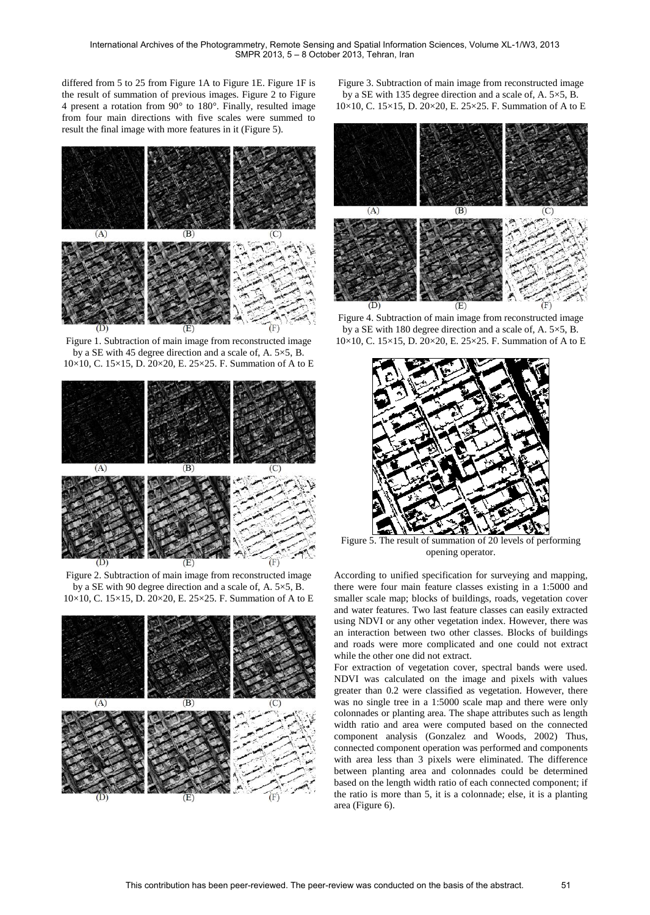differed from 5 to 25 from Figure 1A to Figure 1E. Figure 1F is the result of summation of previous images. Figure 2 to Figure 4 present a rotation from 90° to 180°. Finally, resulted image from four main directions with five scales were summed to result the final image with more features in it (Figure 5).

Figure 1. Subtraction of main image from reconstructed image by a SE with 45 degree direction and a scale of, A. 5×5, B. 10×10, C. 15×15, D. 20×20, E. 25×25. F. Summation of A to E

Figure 2. Subtraction of main image from reconstructed image by a SE with 90 degree direction and a scale of, A. 5×5, B. 10×10, C. 15×15, D. 20×20, E. 25×25. F. Summation of A to E

Figure 3. Subtraction of main image from reconstructed image by a SE with 135 degree direction and a scale of, A. 5×5, B. 10×10, C. 15×15, D. 20×20, E. 25×25. F. Summation of A to E

Figure 4. Subtraction of main image from reconstructed image by a SE with 180 degree direction and a scale of, A. 5×5, B. 10×10, C. 15×15, D. 20×20, E. 25×25. F. Summation of A to E

Figure 5. The result of summation of 20 levels of performing opening operator.

According to unified specification for surveying and mapping, there were four main feature classes existing in a 1:5000 and smaller scale map; blocks of buildings, roads, vegetation cover and water features. Two last feature classes can easily extracted using NDVI or any other vegetation index. However, there was an interaction between two other classes. Blocks of buildings and roads were more complicated and one could not extract while the other one did not extract.

For extraction of vegetation cover, spectral bands were used. NDVI was calculated on the image and pixels with values greater than 0.2 were classified as vegetation. However, there was no single tree in a 1:5000 scale map and there were only colonnades or planting area. The shape attributes such as length width ratio and area were computed based on the connected component analysis (Gonzalez and Woods, 2002) Thus, connected component operation was performed and components with area less than 3 pixels were eliminated. The difference between planting area and colonnades could be determined based on the length width ratio of each connected component; if the ratio is more than 5, it is a colonnade; else, it is a planting area (Figure 6).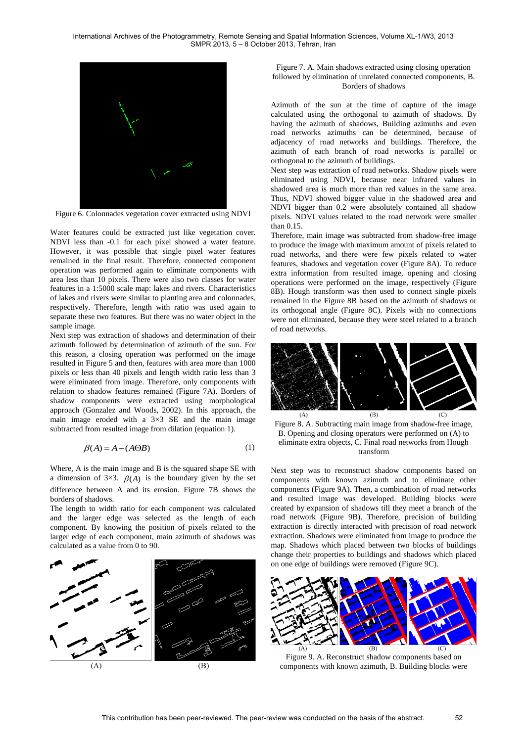Figure 6. Colonnades vegetation cover extracted using NDVI

Water features could be extracted just like vegetation cover. NDVI less than -0.1 for each pixel showed a water feature. However, it was possible that single pixel water features remained in the final result. Therefore, connected component operation was performed again to eliminate components with area less than 10 pixels. There were also two classes for water features in a 1:5000 scale map: lakes and rivers. Characteristics of lakes and rivers were similar to planting area and colonnades, respectively. Therefore, length with ratio was used again to separate these two features. But there was no water object in the sample image.

Next step was extraction of shadows and determination of their azimuth followed by determination of azimuth of the sun. For this reason, a closing operation was performed on the image resulted in Figure 5 and then, features with area more than 1000 pixels or less than 40 pixels and length width ratio less than 3 were eliminated from image. Therefore, only components with relation to shadow features remained (Figure 7A). Borders of shadow components were extracted using morphological approach (Gonzalez and Woods, 2002). In this approach, the main image eroded with a 3×3 SE and the main image subtracted from resulted image from dilation (equation 1).

$$\beta(A) = A - (A \Theta B) \tag{1}$$

Where, A is the main image and B is the squared shape SE with a dimension of 3×3. $\beta(A)$ is the boundary given by the set difference between A and its erosion. Figure 7B shows the borders of shadows.

The length to width ratio for each component was calculated and the larger edge was selected as the length of each component. By knowing the position of pixels related to the larger edge of each component, main azimuth of shadows was calculated as a value from 0 to 90.

Figure 7. A. Main shadows extracted using closing operation followed by elimination of unrelated connected components, B. Borders of shadows

Azimuth of the sun at the time of capture of the image calculated using the orthogonal to azimuth of shadows. By having the azimuth of shadows, Building azimuths and even road networks azimuths can be determined, because of adjacency of road networks and buildings. Therefore, the azimuth of each branch of road networks is parallel or orthogonal to the azimuth of buildings.

Next step was extraction of road networks. Shadow pixels were eliminated using NDVI, because near infrared values in shadowed area is much more than red values in the same area. Thus, NDVI showed bigger value in the shadowed area and NDVI bigger than 0.2 were absolutely contained all shadow pixels. NDVI values related to the road network were smaller than 0.15.

Therefore, main image was subtracted from shadow-free image to produce the image with maximum amount of pixels related to road networks, and there were few pixels related to water features, shadows and vegetation cover (Figure 8A). To reduce extra information from resulted image, opening and closing operations were performed on the image, respectively (Figure 8B). Hough transform was then used to connect single pixels remained in the Figure 8B based on the azimuth of shadows or its orthogonal angle (Figure 8C). Pixels with no connections were not eliminated, because they were steel related to a branch of road networks.

Figure 8. A. Subtracting main image from shadow-free image, B. Opening and closing operators were performed on (A) to eliminate extra objects, C. Final road networks from Hough transform

Next step was to reconstruct shadow components based on components with known azimuth and to eliminate other components (Figure 9A). Then, a combination of road networks and resulted image was developed. Building blocks were created by expansion of shadows till they meet a branch of the road network (Figure 9B). Therefore, precision of building extraction is directly interacted with precision of road network extraction. Shadows were eliminated from image to produce the map. Shadows which placed between two blocks of buildings change their properties to buildings and shadows which placed on one edge of buildings were removed (Figure 9C).

Figure 9. A. Reconstruct shadow components based on components with known azimuth, B. Building blocks were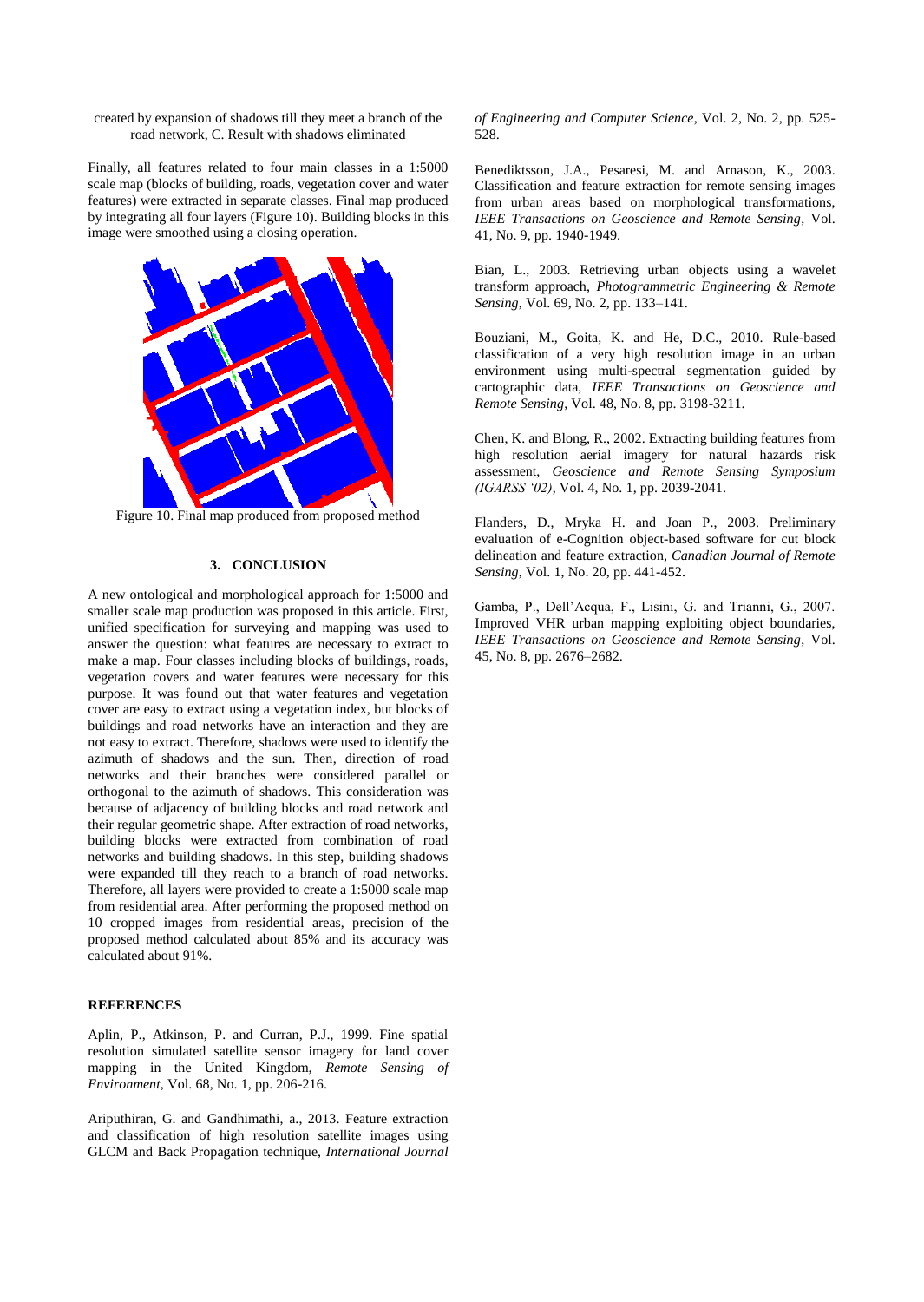created by expansion of shadows till they meet a branch of the road network, C. Result with shadows eliminated

Finally, all features related to four main classes in a 1:5000 scale map (blocks of building, roads, vegetation cover and water features) were extracted in separate classes. Final map produced by integrating all four layers (Figure 10). Building blocks in this image were smoothed using a closing operation.

Figure 10. Final map produced from proposed method

## 3. CONCLUSION

A new ontological and morphological approach for 1:5000 and smaller scale map production was proposed in this article. First, unified specification for surveying and mapping was used to answer the question: what features are necessary to extract to make a map. Four classes including blocks of buildings, roads, vegetation covers and water features were necessary for this purpose. It was found out that water features and vegetation cover are easy to extract using a vegetation index, but blocks of buildings and road networks have an interaction and they are not easy to extract. Therefore, shadows were used to identify the azimuth of shadows and the sun. Then, direction of road networks and their branches were considered parallel or orthogonal to the azimuth of shadows. This consideration was because of adjacency of building blocks and road network and their regular geometric shape. After extraction of road networks, building blocks were extracted from combination of road networks and building shadows. In this step, building shadows were expanded till they reach to a branch of road networks. Therefore, all layers were provided to create a 1:5000 scale map from residential area. After performing the proposed method on 10 cropped images from residential areas, precision of the proposed method calculated about 85% and its accuracy was calculated about 91%.

## REFERENCES

Aplin, P., Atkinson, P. and Curran, P.J., 1999. Fine spatial resolution simulated satellite sensor imagery for land cover mapping in the United Kingdom, *Remote Sensing of Environment*, Vol. 68, No. 1, pp. 206-216.

Ariputhiran, G. and Gandhimathi, a., 2013. Feature extraction and classification of high resolution satellite images using GLCM and Back Propagation technique, *International Journal of Engineering and Computer Science*, Vol. 2, No. 2, pp. 525-528.

Benediktsson, J.A., Pesaresi, M. and Arnason, K., 2003. Classification and feature extraction for remote sensing images from urban areas based on morphological transformations, *IEEE Transactions on Geoscience and Remote Sensing*, Vol. 41, No. 9, pp. 1940-1949.

Bian, L., 2003. Retrieving urban objects using a wavelet transform approach, *Photogrammetric Engineering & Remote Sensing*, Vol. 69, No. 2, pp. 133–141.

Bouziani, M., Goita, K. and He, D.C., 2010. Rule-based classification of a very high resolution image in an urban environment using multi-spectral segmentation guided by cartographic data, *IEEE Transactions on Geoscience and Remote Sensing*, Vol. 48, No. 8, pp. 3198-3211.

Chen, K. and Blong, R., 2002. Extracting building features from high resolution aerial imagery for natural hazards risk assessment, *Geoscience and Remote Sensing Symposium (IGARSS '02)*, Vol. 4, No. 1, pp. 2039-2041.

Flanders, D., Mryka H. and Joan P., 2003. Preliminary evaluation of e-Cognition object-based software for cut block delineation and feature extraction, *Canadian Journal of Remote Sensing*, Vol. 1, No. 20, pp. 441-452.

Gamba, P., Dell'Acqua, F., Lisini, G. and Trianni, G., 2007. Improved VHR urban mapping exploiting object boundaries, *IEEE Transactions on Geoscience and Remote Sensing*, Vol. 45, No. 8, pp. 2676–2682.